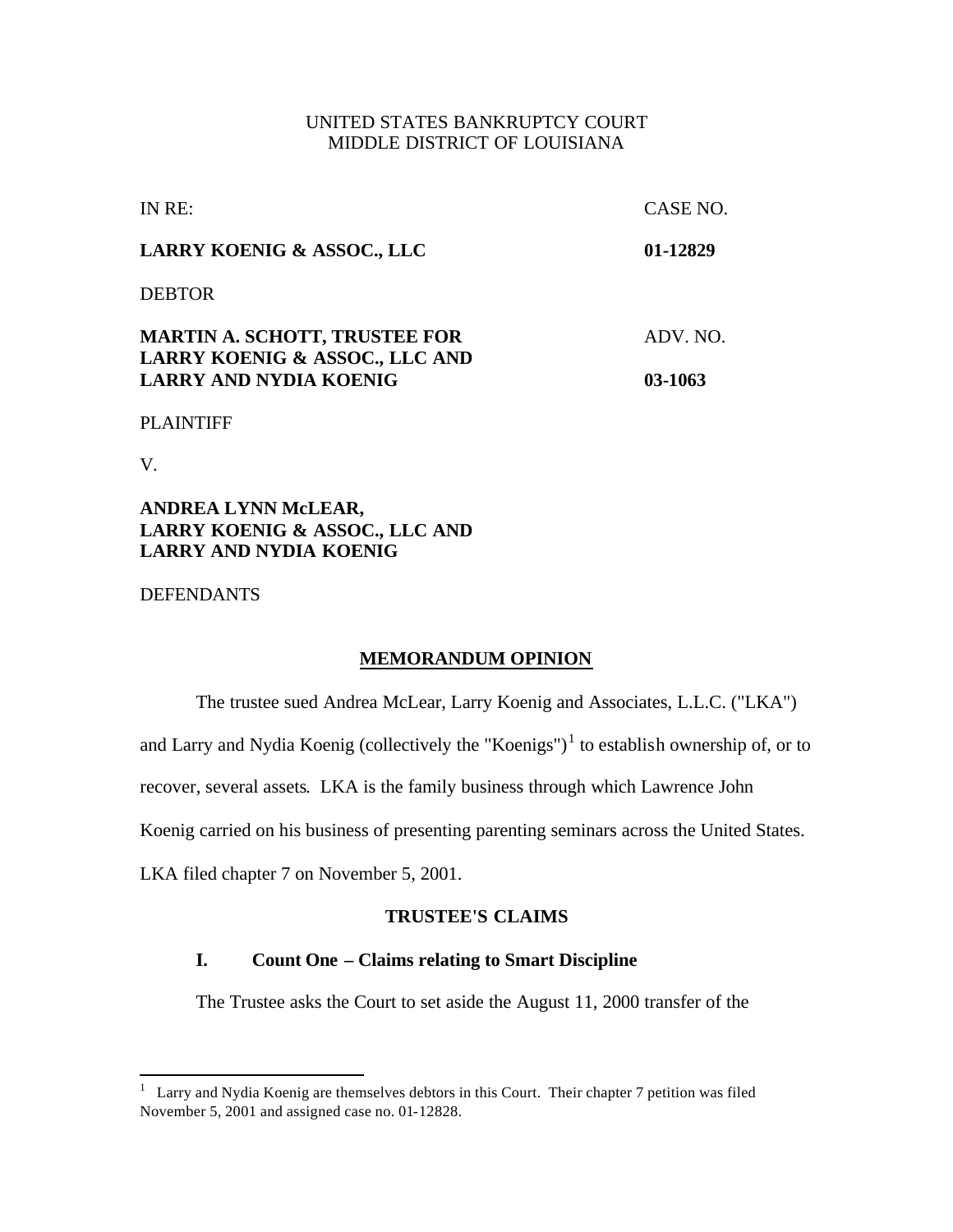UNITED STATES BANKRUPTCY COURT
MIDDLE DISTRICT OF LOUISIANA

| | |
|---|---|
| IN RE: | CASE NO. |
| **LARRY KOENIG & ASSOC., LLC** | **01-12829** |
| DEBTOR | |
| **MARTIN A. SCHOTT, TRUSTEE FOR LARRY KOENIG & ASSOC., LLC AND LARRY AND NYDIA KOENIG** | ADV. NO. **03-1063** |
| PLAINTIFF | |
| V. | |
| **ANDREA LYNN McLEAR, LARRY KOENIG & ASSOC., LLC AND LARRY AND NYDIA KOENIG** | |
| DEFENDANTS | |

## MEMORANDUM OPINION

The trustee sued Andrea McLear, Larry Koenig and Associates, L.L.C. ("LKA") and Larry and Nydia Koenig (collectively the "Koenigs")[1] to establish ownership of, or to recover, several assets. LKA is the family business through which Lawrence John Koenig carried on his business of presenting parenting seminars across the United States. LKA filed chapter 7 on November 5, 2001.

### TRUSTEE'S CLAIMS

#### I. Count One – Claims relating to Smart Discipline

The Trustee asks the Court to set aside the August 11, 2000 transfer of the

---

[1] Larry and Nydia Koenig are themselves debtors in this Court. Their chapter 7 petition was filed November 5, 2001 and assigned case no. 01-12828.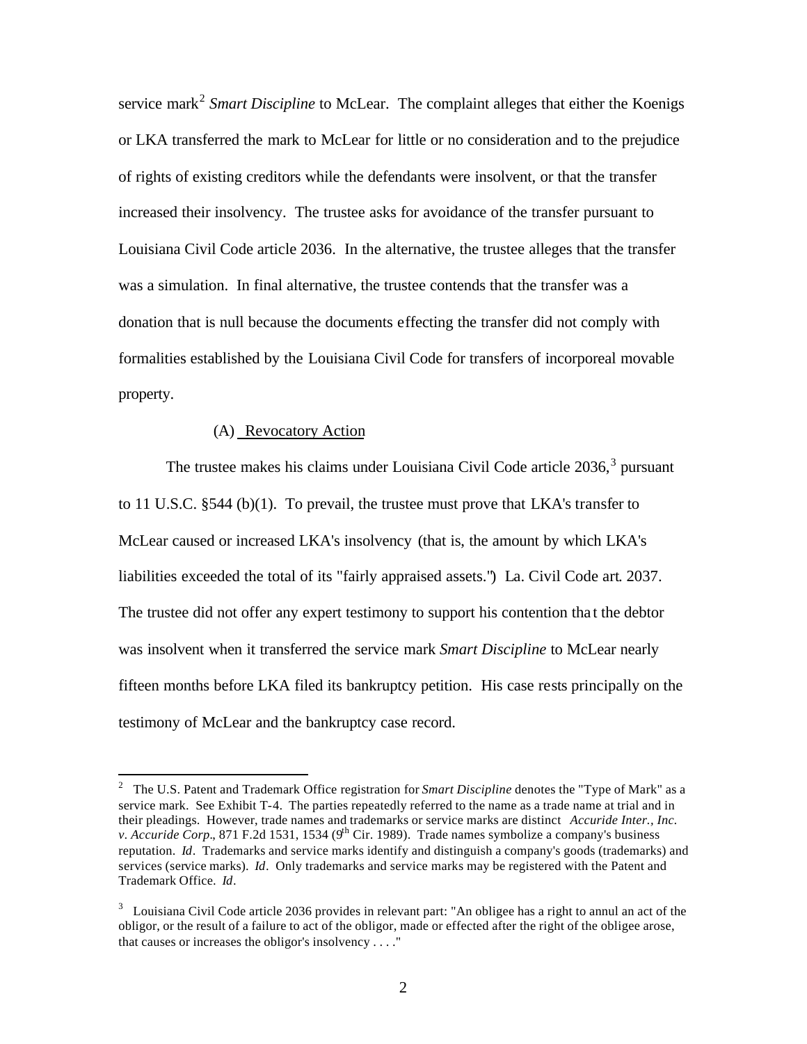service mark[2] *Smart Discipline* to McLear. The complaint alleges that either the Koenigs or LKA transferred the mark to McLear for little or no consideration and to the prejudice of rights of existing creditors while the defendants were insolvent, or that the transfer increased their insolvency. The trustee asks for avoidance of the transfer pursuant to Louisiana Civil Code article 2036. In the alternative, the trustee alleges that the transfer was a simulation. In final alternative, the trustee contends that the transfer was a donation that is null because the documents effecting the transfer did not comply with formalities established by the Louisiana Civil Code for transfers of incorporeal movable property.

(A) <u>Revocatory Action</u>

The trustee makes his claims under Louisiana Civil Code article 2036,[3] pursuant to 11 U.S.C. §544 (b)(1). To prevail, the trustee must prove that LKA's transfer to McLear caused or increased LKA's insolvency (that is, the amount by which LKA's liabilities exceeded the total of its "fairly appraised assets.") La. Civil Code art. 2037. The trustee did not offer any expert testimony to support his contention that the debtor was insolvent when it transferred the service mark *Smart Discipline* to McLear nearly fifteen months before LKA filed its bankruptcy petition. His case rests principally on the testimony of McLear and the bankruptcy case record.

---

[2] The U.S. Patent and Trademark Office registration for *Smart Discipline* denotes the "Type of Mark" as a service mark. See Exhibit T-4. The parties repeatedly referred to the name as a trade name at trial and in their pleadings. However, trade names and trademarks or service marks are distinct *Accuride Inter., Inc. v. Accuride Corp.*, 871 F.2d 1531, 1534 (9th Cir. 1989). Trade names symbolize a company's business reputation. *Id*. Trademarks and service marks identify and distinguish a company's goods (trademarks) and services (service marks). *Id*. Only trademarks and service marks may be registered with the Patent and Trademark Office. *Id*.

[3] Louisiana Civil Code article 2036 provides in relevant part: "An obligee has a right to annul an act of the obligor, or the result of a failure to act of the obligor, made or effected after the right of the obligee arose, that causes or increases the obligor's insolvency . . . ."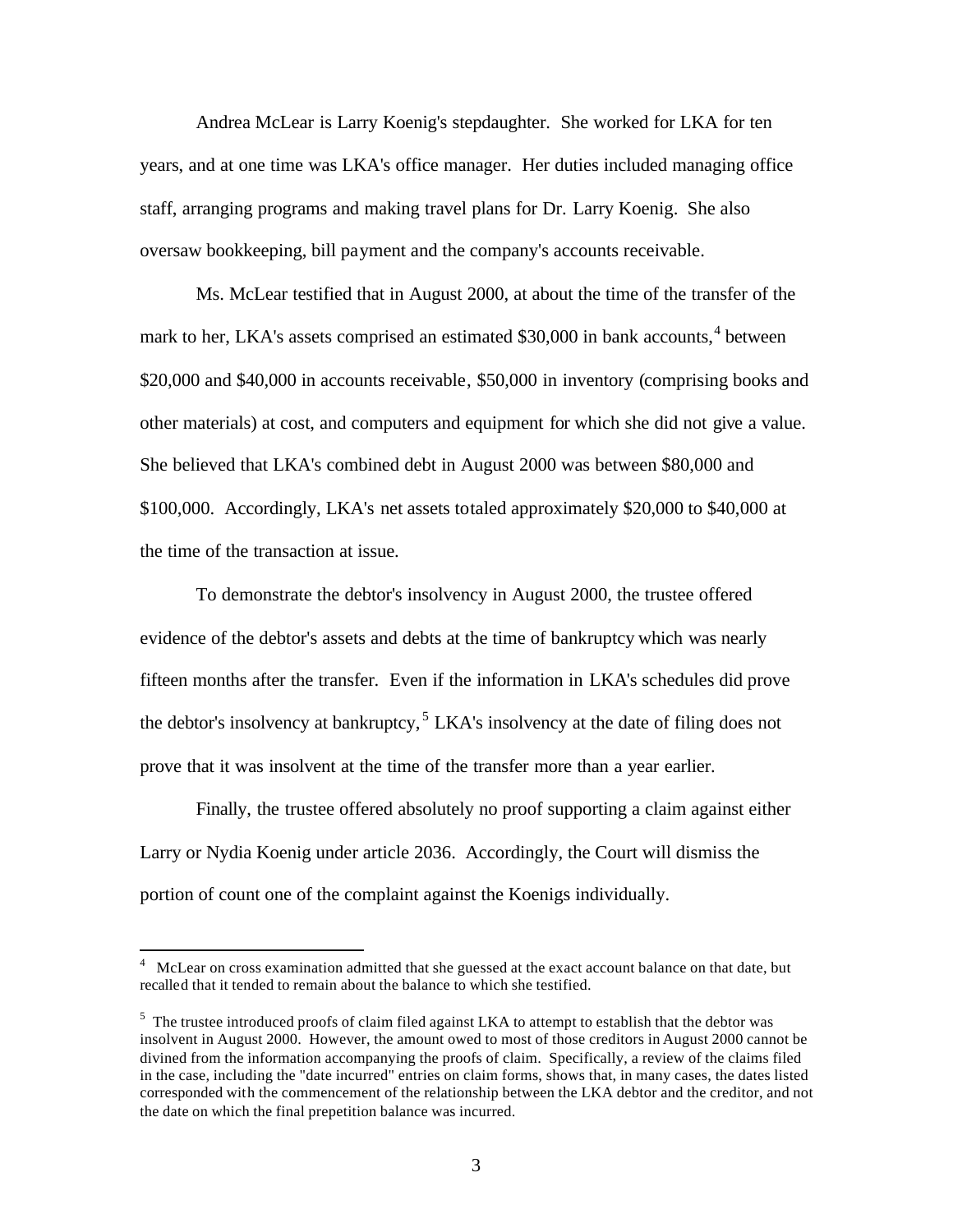Andrea McLear is Larry Koenig's stepdaughter. She worked for LKA for ten years, and at one time was LKA's office manager. Her duties included managing office staff, arranging programs and making travel plans for Dr. Larry Koenig. She also oversaw bookkeeping, bill payment and the company's accounts receivable.

Ms. McLear testified that in August 2000, at about the time of the transfer of the mark to her, LKA's assets comprised an estimated $30,000 in bank accounts,[4] between $20,000 and $40,000 in accounts receivable, $50,000 in inventory (comprising books and other materials) at cost, and computers and equipment for which she did not give a value. She believed that LKA's combined debt in August 2000 was between $80,000 and $100,000. Accordingly, LKA's net assets totaled approximately $20,000 to $40,000 at the time of the transaction at issue.

To demonstrate the debtor's insolvency in August 2000, the trustee offered evidence of the debtor's assets and debts at the time of bankruptcy which was nearly fifteen months after the transfer. Even if the information in LKA's schedules did prove the debtor's insolvency at bankruptcy,[5] LKA's insolvency at the date of filing does not prove that it was insolvent at the time of the transfer more than a year earlier.

Finally, the trustee offered absolutely no proof supporting a claim against either Larry or Nydia Koenig under article 2036. Accordingly, the Court will dismiss the portion of count one of the complaint against the Koenigs individually.

---

[4] McLear on cross examination admitted that she guessed at the exact account balance on that date, but recalled that it tended to remain about the balance to which she testified.

[5] The trustee introduced proofs of claim filed against LKA to attempt to establish that the debtor was insolvent in August 2000. However, the amount owed to most of those creditors in August 2000 cannot be divined from the information accompanying the proofs of claim. Specifically, a review of the claims filed in the case, including the "date incurred" entries on claim forms, shows that, in many cases, the dates listed corresponded with the commencement of the relationship between the LKA debtor and the creditor, and not the date on which the final prepetition balance was incurred.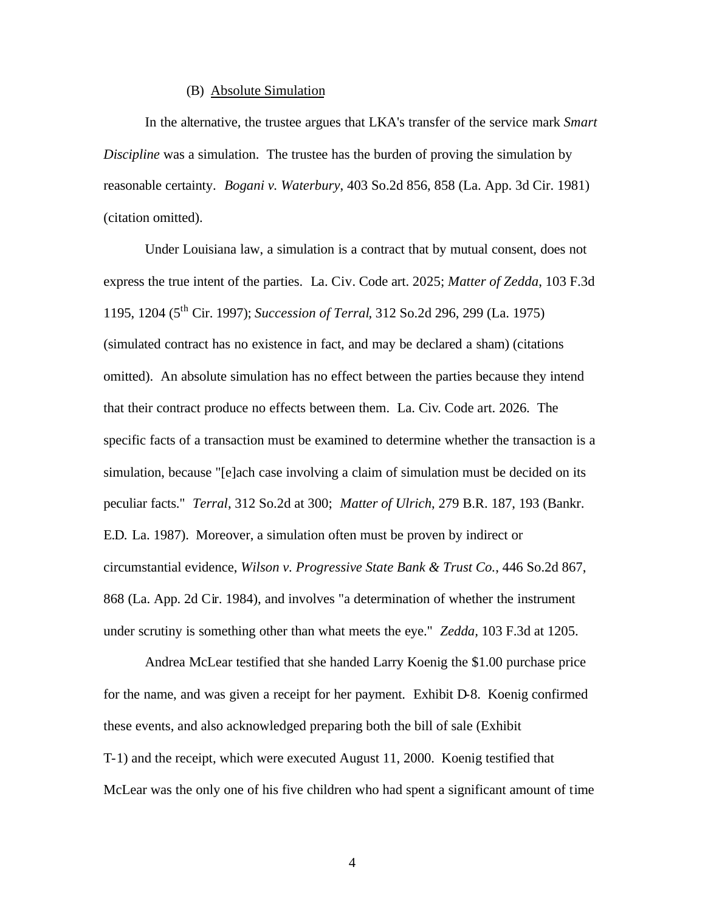### (B) Absolute Simulation

In the alternative, the trustee argues that LKA's transfer of the service mark *Smart Discipline* was a simulation. The trustee has the burden of proving the simulation by reasonable certainty. *Bogani v. Waterbury*, 403 So.2d 856, 858 (La. App. 3d Cir. 1981) (citation omitted).

Under Louisiana law, a simulation is a contract that by mutual consent, does not express the true intent of the parties. La. Civ. Code art. 2025; *Matter of Zedda*, 103 F.3d 1195, 1204 (5th Cir. 1997); *Succession of Terral*, 312 So.2d 296, 299 (La. 1975) (simulated contract has no existence in fact, and may be declared a sham) (citations omitted). An absolute simulation has no effect between the parties because they intend that their contract produce no effects between them. La. Civ. Code art. 2026. The specific facts of a transaction must be examined to determine whether the transaction is a simulation, because "[e]ach case involving a claim of simulation must be decided on its peculiar facts." *Terral*, 312 So.2d at 300; *Matter of Ulrich*, 279 B.R. 187, 193 (Bankr. E.D. La. 1987). Moreover, a simulation often must be proven by indirect or circumstantial evidence, *Wilson v. Progressive State Bank & Trust Co.*, 446 So.2d 867, 868 (La. App. 2d Cir. 1984), and involves "a determination of whether the instrument under scrutiny is something other than what meets the eye." *Zedda*, 103 F.3d at 1205.

Andrea McLear testified that she handed Larry Koenig the $1.00 purchase price for the name, and was given a receipt for her payment. Exhibit D-8. Koenig confirmed these events, and also acknowledged preparing both the bill of sale (Exhibit T-1) and the receipt, which were executed August 11, 2000. Koenig testified that McLear was the only one of his five children who had spent a significant amount of time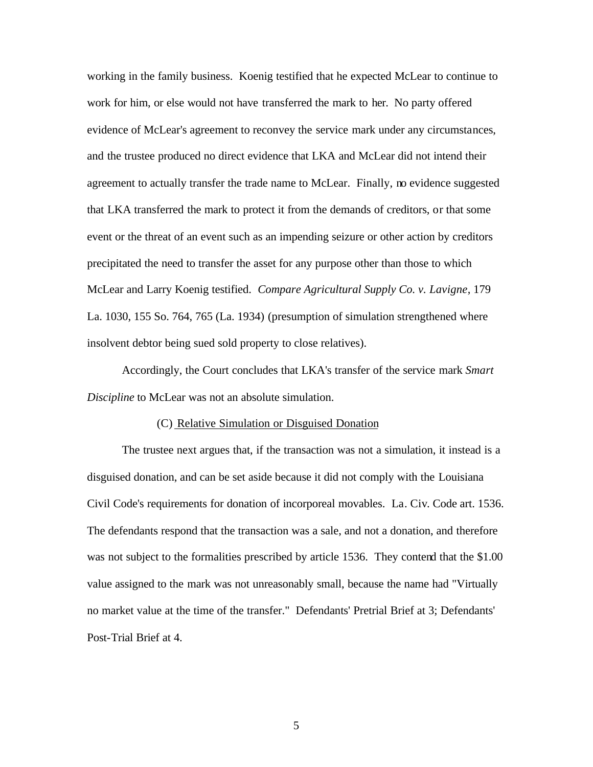working in the family business. Koenig testified that he expected McLear to continue to work for him, or else would not have transferred the mark to her. No party offered evidence of McLear's agreement to reconvey the service mark under any circumstances, and the trustee produced no direct evidence that LKA and McLear did not intend their agreement to actually transfer the trade name to McLear. Finally, no evidence suggested that LKA transferred the mark to protect it from the demands of creditors, or that some event or the threat of an event such as an impending seizure or other action by creditors precipitated the need to transfer the asset for any purpose other than those to which McLear and Larry Koenig testified. *Compare Agricultural Supply Co. v. Lavigne*, 179 La. 1030, 155 So. 764, 765 (La. 1934) (presumption of simulation strengthened where insolvent debtor being sued sold property to close relatives).

Accordingly, the Court concludes that LKA's transfer of the service mark *Smart Discipline* to McLear was not an absolute simulation.

(C) Relative Simulation or Disguised Donation

The trustee next argues that, if the transaction was not a simulation, it instead is a disguised donation, and can be set aside because it did not comply with the Louisiana Civil Code's requirements for donation of incorporeal movables. La. Civ. Code art. 1536. The defendants respond that the transaction was a sale, and not a donation, and therefore was not subject to the formalities prescribed by article 1536. They contend that the $1.00 value assigned to the mark was not unreasonably small, because the name had "Virtually no market value at the time of the transfer." Defendants' Pretrial Brief at 3; Defendants' Post-Trial Brief at 4.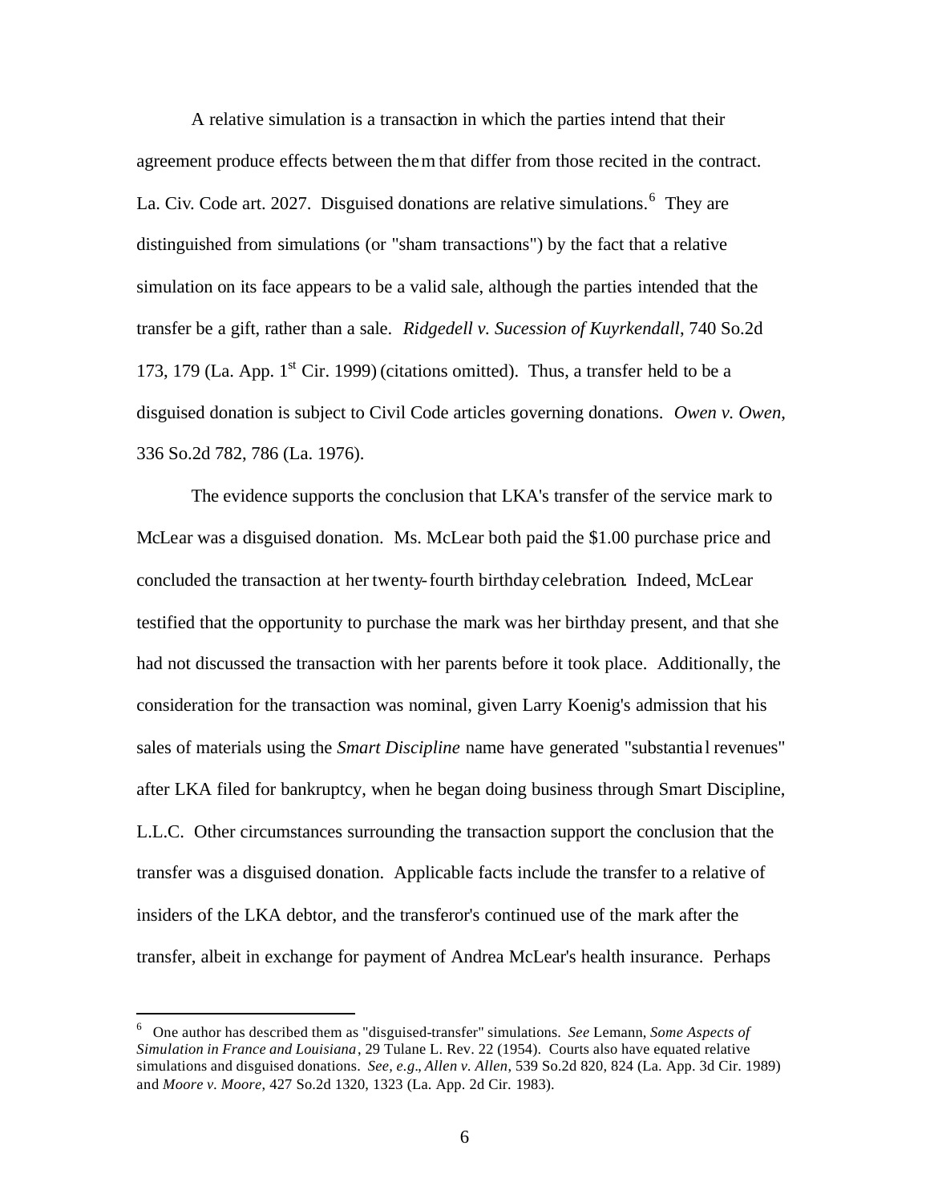A relative simulation is a transaction in which the parties intend that their agreement produce effects between them that differ from those recited in the contract. La. Civ. Code art. 2027. Disguised donations are relative simulations.[6] They are distinguished from simulations (or "sham transactions") by the fact that a relative simulation on its face appears to be a valid sale, although the parties intended that the transfer be a gift, rather than a sale. *Ridgedell v. Sucession of Kuyrkendall*, 740 So.2d 173, 179 (La. App. 1st Cir. 1999) (citations omitted). Thus, a transfer held to be a disguised donation is subject to Civil Code articles governing donations. *Owen v. Owen*, 336 So.2d 782, 786 (La. 1976).

The evidence supports the conclusion that LKA's transfer of the service mark to McLear was a disguised donation. Ms. McLear both paid the $1.00 purchase price and concluded the transaction at her twenty-fourth birthday celebration. Indeed, McLear testified that the opportunity to purchase the mark was her birthday present, and that she had not discussed the transaction with her parents before it took place. Additionally, the consideration for the transaction was nominal, given Larry Koenig's admission that his sales of materials using the *Smart Discipline* name have generated "substantial revenues" after LKA filed for bankruptcy, when he began doing business through Smart Discipline, L.L.C. Other circumstances surrounding the transaction support the conclusion that the transfer was a disguised donation. Applicable facts include the transfer to a relative of insiders of the LKA debtor, and the transferor's continued use of the mark after the transfer, albeit in exchange for payment of Andrea McLear's health insurance. Perhaps

---

[6] One author has described them as "disguised-transfer" simulations. *See* Lemann, *Some Aspects of Simulation in France and Louisiana*, 29 Tulane L. Rev. 22 (1954). Courts also have equated relative simulations and disguised donations. *See, e.g., Allen v. Allen*, 539 So.2d 820, 824 (La. App. 3d Cir. 1989) and *Moore v. Moore*, 427 So.2d 1320, 1323 (La. App. 2d Cir. 1983).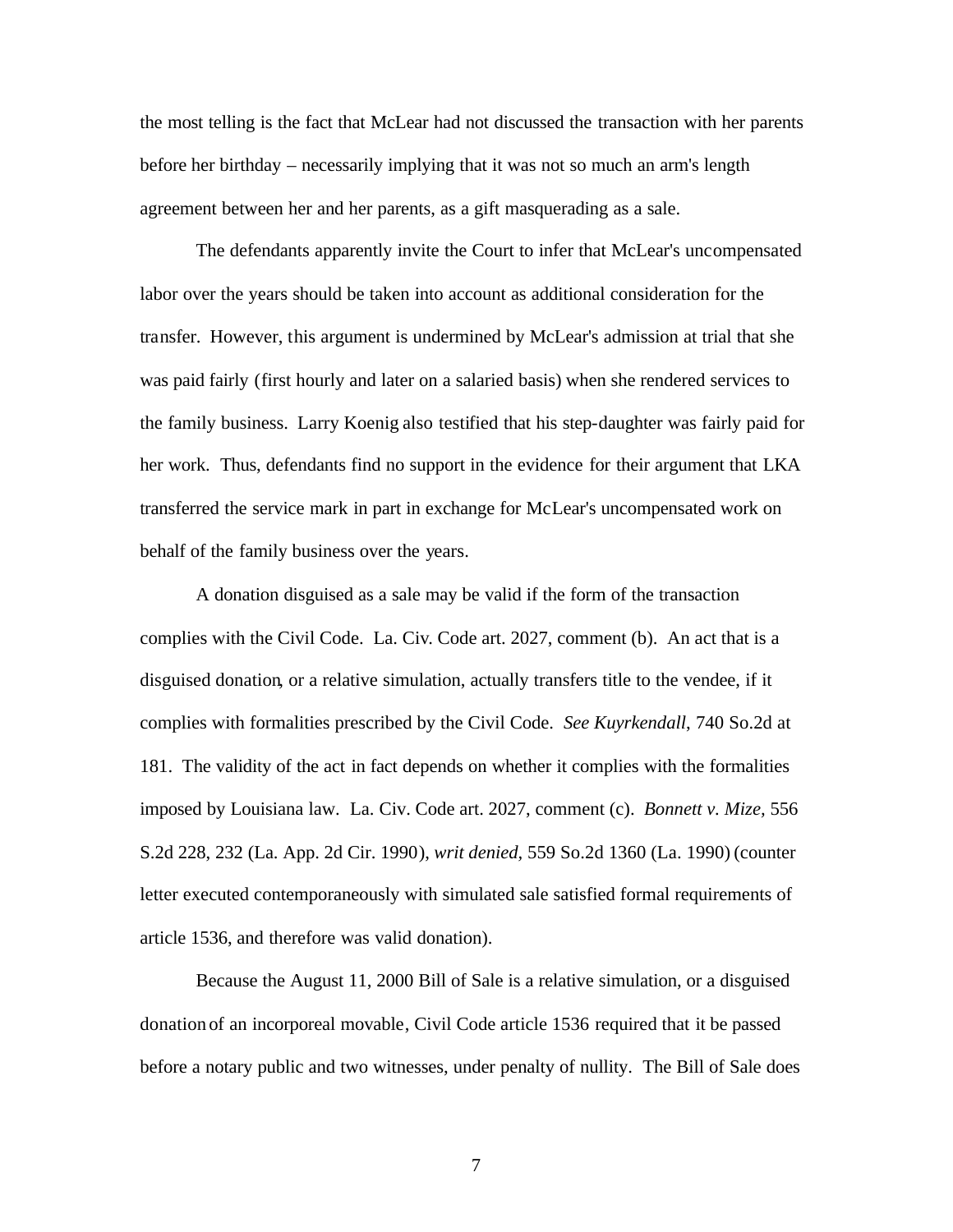the most telling is the fact that McLear had not discussed the transaction with her parents before her birthday – necessarily implying that it was not so much an arm's length agreement between her and her parents, as a gift masquerading as a sale.

The defendants apparently invite the Court to infer that McLear's uncompensated labor over the years should be taken into account as additional consideration for the transfer. However, this argument is undermined by McLear's admission at trial that she was paid fairly (first hourly and later on a salaried basis) when she rendered services to the family business. Larry Koenig also testified that his step-daughter was fairly paid for her work. Thus, defendants find no support in the evidence for their argument that LKA transferred the service mark in part in exchange for McLear's uncompensated work on behalf of the family business over the years.

A donation disguised as a sale may be valid if the form of the transaction complies with the Civil Code. La. Civ. Code art. 2027, comment (b). An act that is a disguised donation, or a relative simulation, actually transfers title to the vendee, if it complies with formalities prescribed by the Civil Code. *See Kuyrkendall*, 740 So.2d at 181. The validity of the act in fact depends on whether it complies with the formalities imposed by Louisiana law. La. Civ. Code art. 2027, comment (c). *Bonnett v. Mize*, 556 S.2d 228, 232 (La. App. 2d Cir. 1990), *writ denied*, 559 So.2d 1360 (La. 1990) (counter letter executed contemporaneously with simulated sale satisfied formal requirements of article 1536, and therefore was valid donation).

Because the August 11, 2000 Bill of Sale is a relative simulation, or a disguised donation of an incorporeal movable, Civil Code article 1536 required that it be passed before a notary public and two witnesses, under penalty of nullity. The Bill of Sale does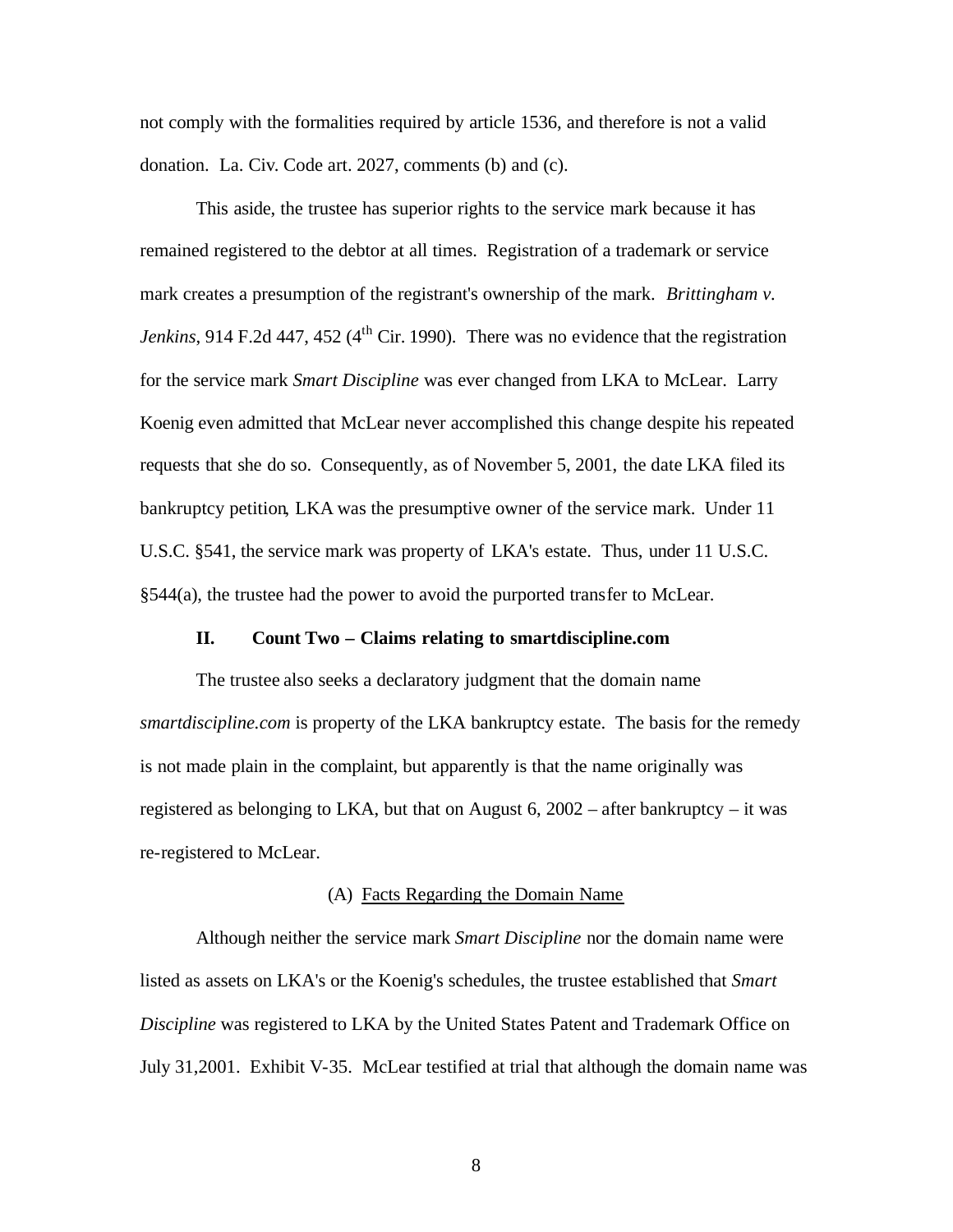not comply with the formalities required by article 1536, and therefore is not a valid donation. La. Civ. Code art. 2027, comments (b) and (c).

This aside, the trustee has superior rights to the service mark because it has remained registered to the debtor at all times. Registration of a trademark or service mark creates a presumption of the registrant's ownership of the mark. *Brittingham v. Jenkins*, 914 F.2d 447, 452 (4th Cir. 1990). There was no evidence that the registration for the service mark *Smart Discipline* was ever changed from LKA to McLear. Larry Koenig even admitted that McLear never accomplished this change despite his repeated requests that she do so. Consequently, as of November 5, 2001, the date LKA filed its bankruptcy petition, LKA was the presumptive owner of the service mark. Under 11 U.S.C. §541, the service mark was property of LKA's estate. Thus, under 11 U.S.C. §544(a), the trustee had the power to avoid the purported transfer to McLear.

## II. Count Two – Claims relating to smartdiscipline.com

The trustee also seeks a declaratory judgment that the domain name *smartdiscipline.com* is property of the LKA bankruptcy estate. The basis for the remedy is not made plain in the complaint, but apparently is that the name originally was registered as belonging to LKA, but that on August 6, 2002 – after bankruptcy – it was re-registered to McLear.

### (A) Facts Regarding the Domain Name

Although neither the service mark *Smart Discipline* nor the domain name were listed as assets on LKA's or the Koenig's schedules, the trustee established that *Smart Discipline* was registered to LKA by the United States Patent and Trademark Office on July 31,2001. Exhibit V-35. McLear testified at trial that although the domain name was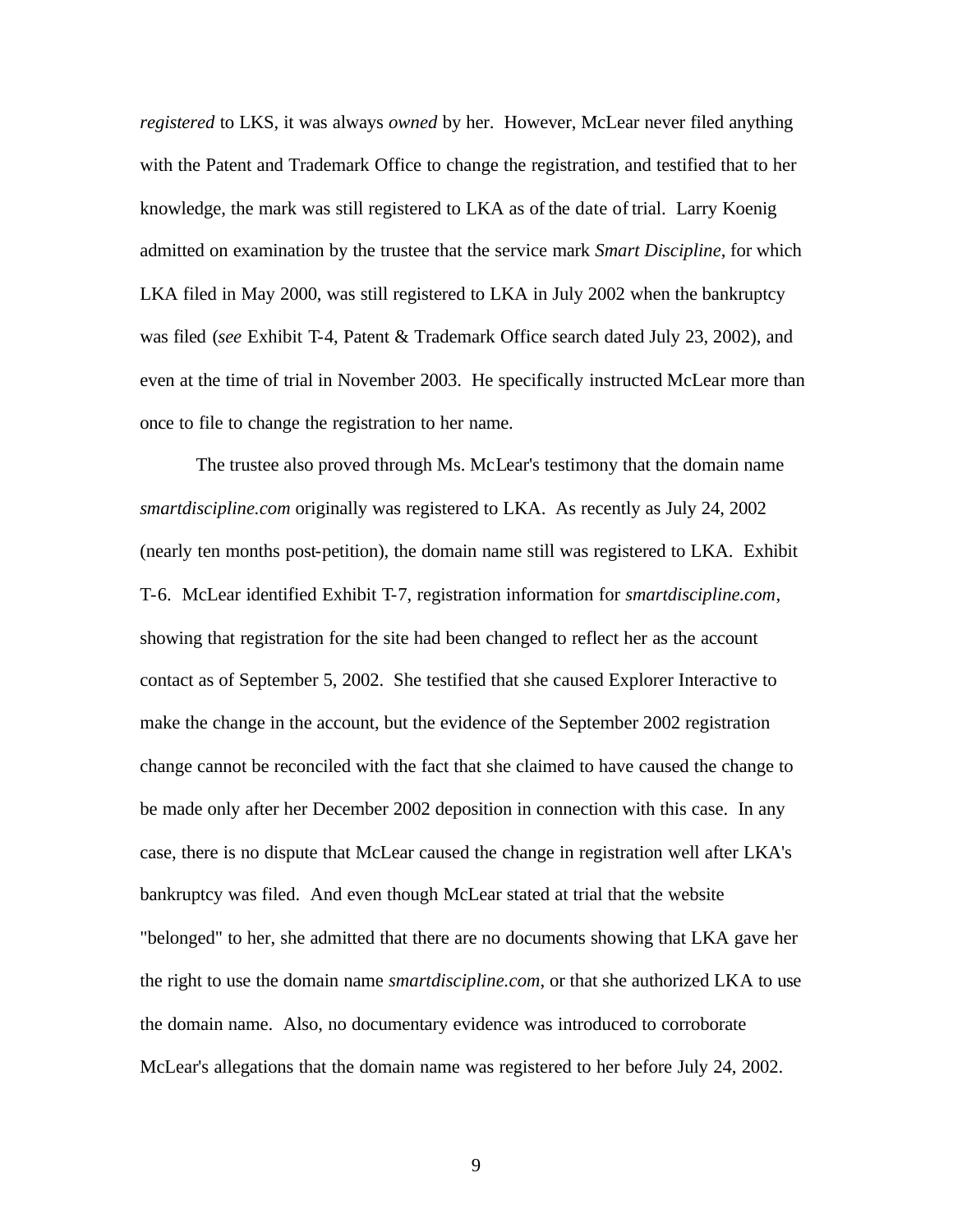*registered* to LKS, it was always *owned* by her. However, McLear never filed anything with the Patent and Trademark Office to change the registration, and testified that to her knowledge, the mark was still registered to LKA as of the date of trial. Larry Koenig admitted on examination by the trustee that the service mark *Smart Discipline*, for which LKA filed in May 2000, was still registered to LKA in July 2002 when the bankruptcy was filed (*see* Exhibit T-4, Patent & Trademark Office search dated July 23, 2002), and even at the time of trial in November 2003. He specifically instructed McLear more than once to file to change the registration to her name.

The trustee also proved through Ms. McLear's testimony that the domain name *smartdiscipline.com* originally was registered to LKA. As recently as July 24, 2002 (nearly ten months post-petition), the domain name still was registered to LKA. Exhibit T-6. McLear identified Exhibit T-7, registration information for *smartdiscipline.com*, showing that registration for the site had been changed to reflect her as the account contact as of September 5, 2002. She testified that she caused Explorer Interactive to make the change in the account, but the evidence of the September 2002 registration change cannot be reconciled with the fact that she claimed to have caused the change to be made only after her December 2002 deposition in connection with this case. In any case, there is no dispute that McLear caused the change in registration well after LKA's bankruptcy was filed. And even though McLear stated at trial that the website "belonged" to her, she admitted that there are no documents showing that LKA gave her the right to use the domain name *smartdiscipline.com*, or that she authorized LKA to use the domain name. Also, no documentary evidence was introduced to corroborate McLear's allegations that the domain name was registered to her before July 24, 2002.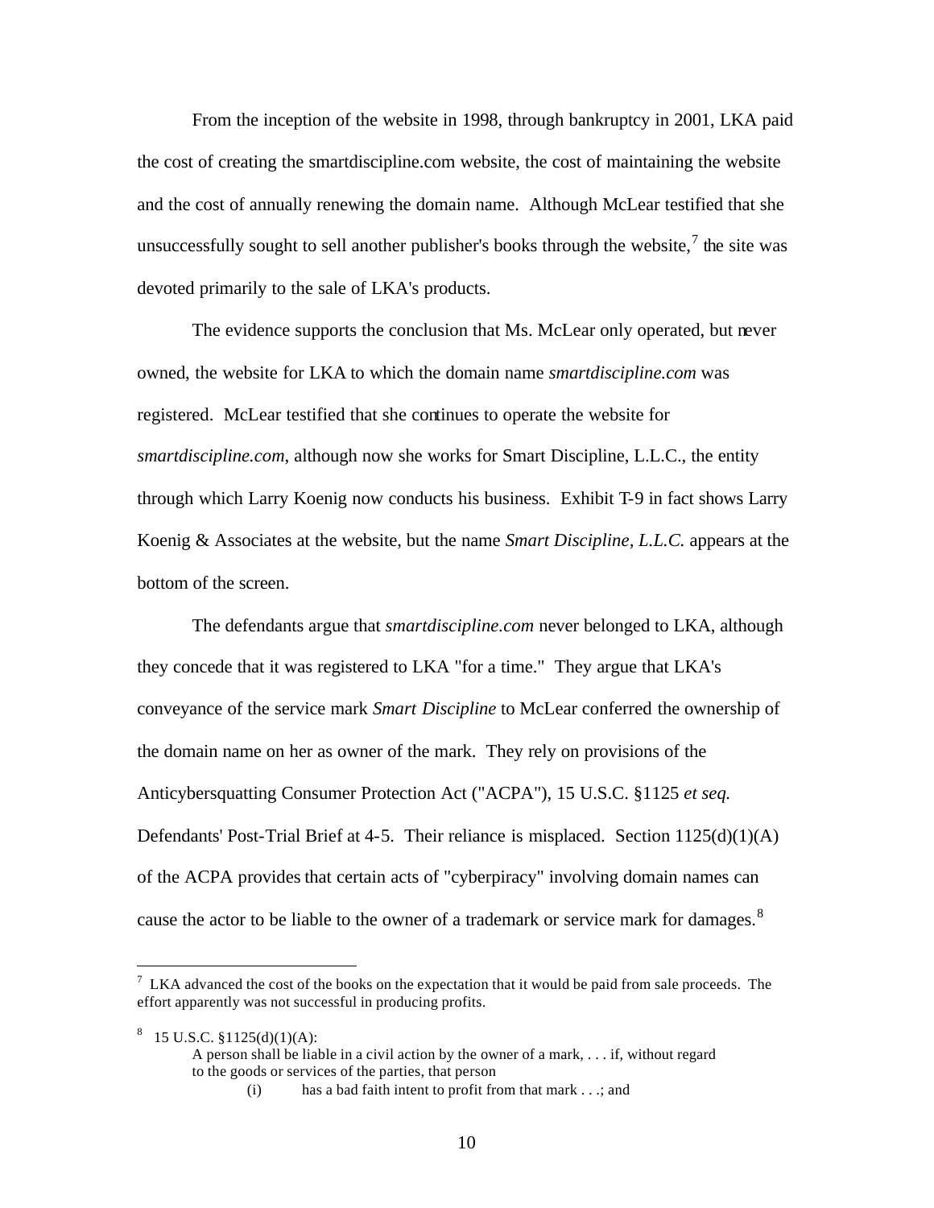From the inception of the website in 1998, through bankruptcy in 2001, LKA paid the cost of creating the smartdiscipline.com website, the cost of maintaining the website and the cost of annually renewing the domain name. Although McLear testified that she unsuccessfully sought to sell another publisher's books through the website,[7] the site was devoted primarily to the sale of LKA's products.

The evidence supports the conclusion that Ms. McLear only operated, but never owned, the website for LKA to which the domain name *smartdiscipline.com* was registered. McLear testified that she continues to operate the website for *smartdiscipline.com*, although now she works for Smart Discipline, L.L.C., the entity through which Larry Koenig now conducts his business. Exhibit T-9 in fact shows Larry Koenig & Associates at the website, but the name *Smart Discipline, L.L.C.* appears at the bottom of the screen.

The defendants argue that *smartdiscipline.com* never belonged to LKA, although they concede that it was registered to LKA "for a time." They argue that LKA's conveyance of the service mark *Smart Discipline* to McLear conferred the ownership of the domain name on her as owner of the mark. They rely on provisions of the Anticybersquatting Consumer Protection Act ("ACPA"), 15 U.S.C. §1125 *et seq.* Defendants' Post-Trial Brief at 4-5. Their reliance is misplaced. Section 1125(d)(1)(A) of the ACPA provides that certain acts of "cyberpiracy" involving domain names can cause the actor to be liable to the owner of a trademark or service mark for damages.[8]

---

[7] LKA advanced the cost of the books on the expectation that it would be paid from sale proceeds. The effort apparently was not successful in producing profits.

[8] 15 U.S.C. §1125(d)(1)(A):

> A person shall be liable in a civil action by the owner of a mark, . . . if, without regard to the goods or services of the parties, that person
>
> (i) has a bad faith intent to profit from that mark . . .; and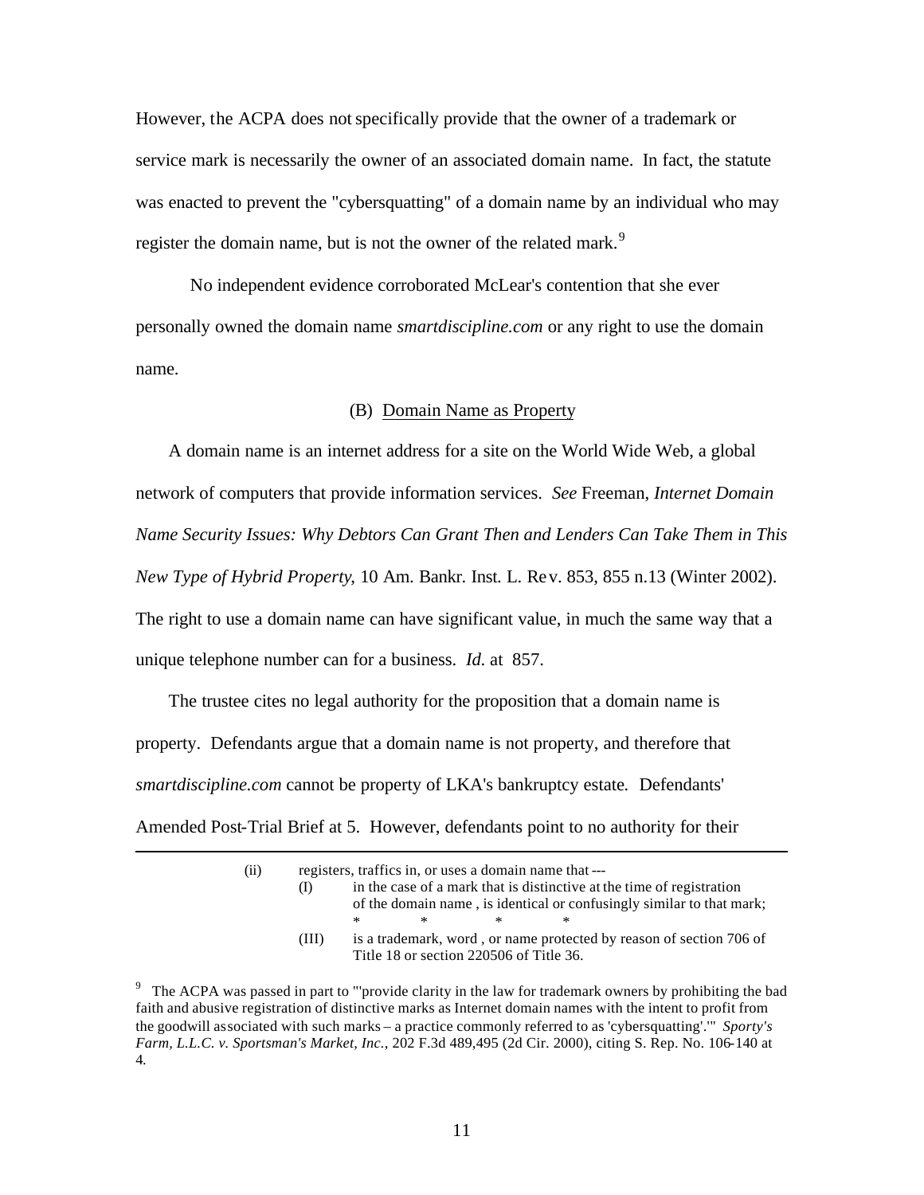However, the ACPA does not specifically provide that the owner of a trademark or service mark is necessarily the owner of an associated domain name. In fact, the statute was enacted to prevent the "cybersquatting" of a domain name by an individual who may register the domain name, but is not the owner of the related mark.[9]

No independent evidence corroborated McLear's contention that she ever personally owned the domain name *smartdiscipline.com* or any right to use the domain name.

(B) Domain Name as Property

A domain name is an internet address for a site on the World Wide Web, a global network of computers that provide information services. *See* Freeman, *Internet Domain Name Security Issues: Why Debtors Can Grant Then and Lenders Can Take Them in This New Type of Hybrid Property*, 10 Am. Bankr. Inst. L. Rev. 853, 855 n.13 (Winter 2002). The right to use a domain name can have significant value, in much the same way that a unique telephone number can for a business. *Id.* at 857.

The trustee cites no legal authority for the proposition that a domain name is property. Defendants argue that a domain name is not property, and therefore that *smartdiscipline.com* cannot be property of LKA's bankruptcy estate. Defendants' Amended Post-Trial Brief at 5. However, defendants point to no authority for their

---

(ii) registers, traffics in, or uses a domain name that ---
  (I) in the case of a mark that is distinctive at the time of registration of the domain name , is identical or confusingly similar to that mark;
  * * * *
  (III) is a trademark, word , or name protected by reason of section 706 of Title 18 or section 220506 of Title 36.

[9] The ACPA was passed in part to "'provide clarity in the law for trademark owners by prohibiting the bad faith and abusive registration of distinctive marks as Internet domain names with the intent to profit from the goodwill associated with such marks – a practice commonly referred to as 'cybersquatting'.'" *Sporty's Farm, L.L.C. v. Sportsman's Market, Inc.*, 202 F.3d 489,495 (2d Cir. 2000), citing S. Rep. No. 106-140 at 4.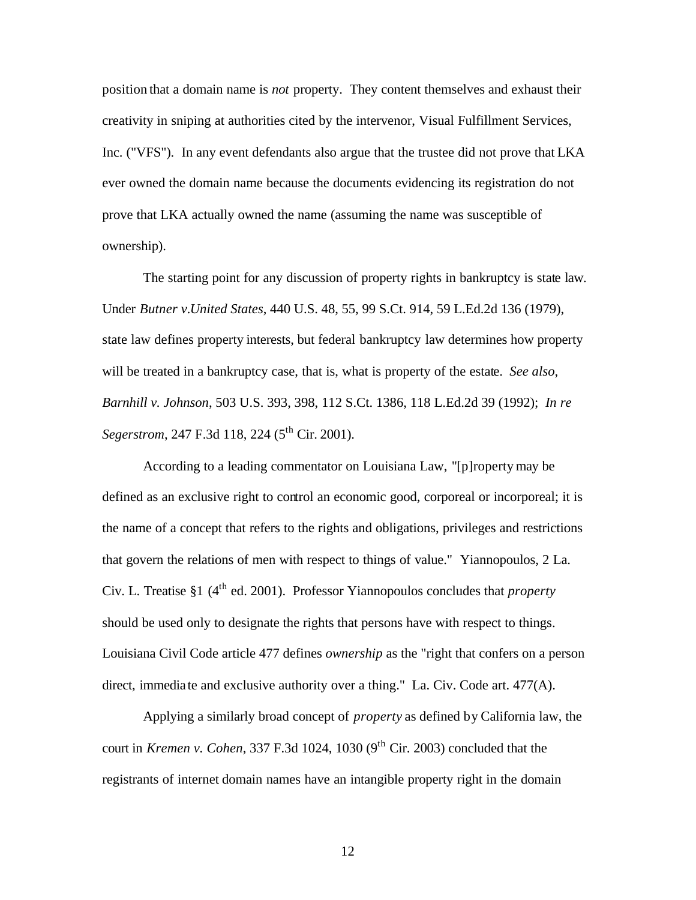position that a domain name is *not* property. They content themselves and exhaust their creativity in sniping at authorities cited by the intervenor, Visual Fulfillment Services, Inc. ("VFS"). In any event defendants also argue that the trustee did not prove that LKA ever owned the domain name because the documents evidencing its registration do not prove that LKA actually owned the name (assuming the name was susceptible of ownership).

The starting point for any discussion of property rights in bankruptcy is state law. Under *Butner v.United States*, 440 U.S. 48, 55, 99 S.Ct. 914, 59 L.Ed.2d 136 (1979), state law defines property interests, but federal bankruptcy law determines how property will be treated in a bankruptcy case, that is, what is property of the estate. *See also*, *Barnhill v. Johnson*, 503 U.S. 393, 398, 112 S.Ct. 1386, 118 L.Ed.2d 39 (1992); *In re Segerstrom*, 247 F.3d 118, 224 (5th Cir. 2001).

According to a leading commentator on Louisiana Law, "[p]roperty may be defined as an exclusive right to control an economic good, corporeal or incorporeal; it is the name of a concept that refers to the rights and obligations, privileges and restrictions that govern the relations of men with respect to things of value." Yiannopoulos, 2 La. Civ. L. Treatise §1 (4th ed. 2001). Professor Yiannopoulos concludes that *property* should be used only to designate the rights that persons have with respect to things. Louisiana Civil Code article 477 defines *ownership* as the "right that confers on a person direct, immediate and exclusive authority over a thing." La. Civ. Code art. 477(A).

Applying a similarly broad concept of *property* as defined by California law, the court in *Kremen v. Cohen*, 337 F.3d 1024, 1030 (9th Cir. 2003) concluded that the registrants of internet domain names have an intangible property right in the domain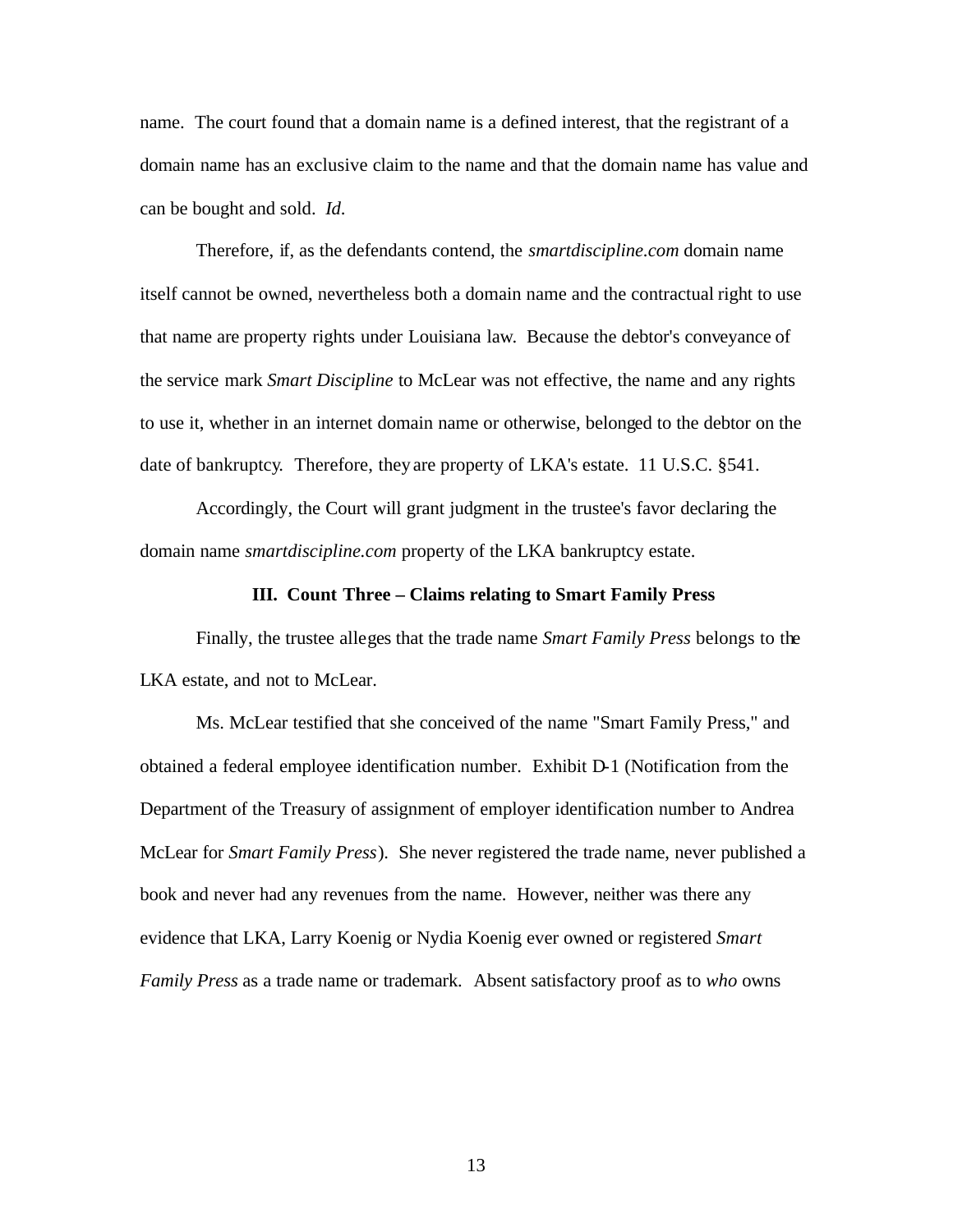name. The court found that a domain name is a defined interest, that the registrant of a domain name has an exclusive claim to the name and that the domain name has value and can be bought and sold. *Id*.

Therefore, if, as the defendants contend, the *smartdiscipline.com* domain name itself cannot be owned, nevertheless both a domain name and the contractual right to use that name are property rights under Louisiana law. Because the debtor's conveyance of the service mark *Smart Discipline* to McLear was not effective, the name and any rights to use it, whether in an internet domain name or otherwise, belonged to the debtor on the date of bankruptcy. Therefore, they are property of LKA's estate. 11 U.S.C. §541.

Accordingly, the Court will grant judgment in the trustee's favor declaring the domain name *smartdiscipline.com* property of the LKA bankruptcy estate.

### III. Count Three – Claims relating to Smart Family Press

Finally, the trustee alleges that the trade name *Smart Family Press* belongs to the LKA estate, and not to McLear.

Ms. McLear testified that she conceived of the name "Smart Family Press," and obtained a federal employee identification number. Exhibit D-1 (Notification from the Department of the Treasury of assignment of employer identification number to Andrea McLear for *Smart Family Press*). She never registered the trade name, never published a book and never had any revenues from the name. However, neither was there any evidence that LKA, Larry Koenig or Nydia Koenig ever owned or registered *Smart Family Press* as a trade name or trademark. Absent satisfactory proof as to *who* owns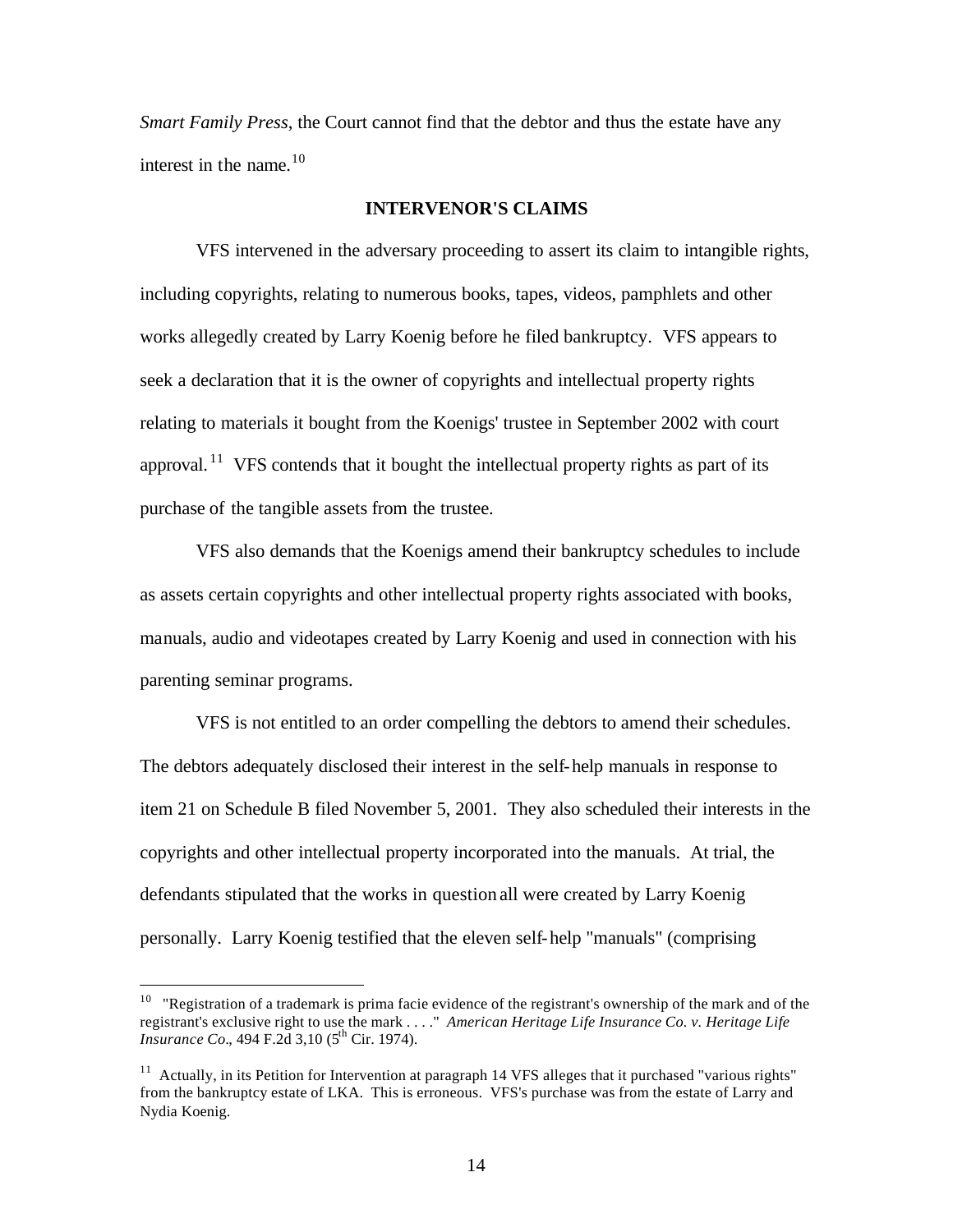*Smart Family Press*, the Court cannot find that the debtor and thus the estate have any interest in the name.[10]

**INTERVENOR'S CLAIMS**

VFS intervened in the adversary proceeding to assert its claim to intangible rights, including copyrights, relating to numerous books, tapes, videos, pamphlets and other works allegedly created by Larry Koenig before he filed bankruptcy. VFS appears to seek a declaration that it is the owner of copyrights and intellectual property rights relating to materials it bought from the Koenigs' trustee in September 2002 with court approval.[11] VFS contends that it bought the intellectual property rights as part of its purchase of the tangible assets from the trustee.

VFS also demands that the Koenigs amend their bankruptcy schedules to include as assets certain copyrights and other intellectual property rights associated with books, manuals, audio and videotapes created by Larry Koenig and used in connection with his parenting seminar programs.

VFS is not entitled to an order compelling the debtors to amend their schedules. The debtors adequately disclosed their interest in the self-help manuals in response to item 21 on Schedule B filed November 5, 2001. They also scheduled their interests in the copyrights and other intellectual property incorporated into the manuals. At trial, the defendants stipulated that the works in question all were created by Larry Koenig personally. Larry Koenig testified that the eleven self-help "manuals" (comprising

---

[10] "Registration of a trademark is prima facie evidence of the registrant's ownership of the mark and of the registrant's exclusive right to use the mark . . . ." *American Heritage Life Insurance Co. v. Heritage Life Insurance Co*., 494 F.2d 3,10 (5th Cir. 1974).

[11] Actually, in its Petition for Intervention at paragraph 14 VFS alleges that it purchased "various rights" from the bankruptcy estate of LKA. This is erroneous. VFS's purchase was from the estate of Larry and Nydia Koenig.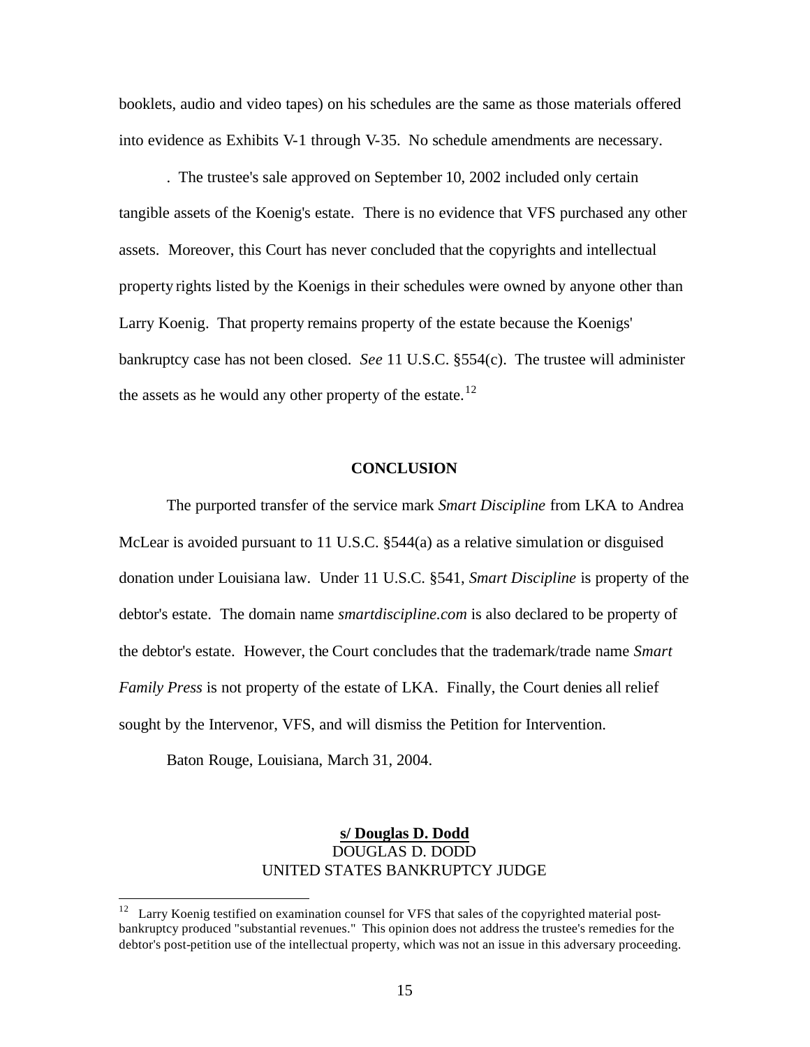booklets, audio and video tapes) on his schedules are the same as those materials offered into evidence as Exhibits V-1 through V-35. No schedule amendments are necessary.

. The trustee's sale approved on September 10, 2002 included only certain tangible assets of the Koenig's estate. There is no evidence that VFS purchased any other assets. Moreover, this Court has never concluded that the copyrights and intellectual property rights listed by the Koenigs in their schedules were owned by anyone other than Larry Koenig. That property remains property of the estate because the Koenigs' bankruptcy case has not been closed. *See* 11 U.S.C. §554(c). The trustee will administer the assets as he would any other property of the estate.[12]

**CONCLUSION**

The purported transfer of the service mark *Smart Discipline* from LKA to Andrea McLear is avoided pursuant to 11 U.S.C. §544(a) as a relative simulation or disguised donation under Louisiana law. Under 11 U.S.C. §541, *Smart Discipline* is property of the debtor's estate. The domain name *smartdiscipline.com* is also declared to be property of the debtor's estate. However, the Court concludes that the trademark/trade name *Smart Family Press* is not property of the estate of LKA. Finally, the Court denies all relief sought by the Intervenor, VFS, and will dismiss the Petition for Intervention.

Baton Rouge, Louisiana, March 31, 2004.

**s/ Douglas D. Dodd**
DOUGLAS D. DODD
UNITED STATES BANKRUPTCY JUDGE

---

[12] Larry Koenig testified on examination counsel for VFS that sales of the copyrighted material post-bankruptcy produced "substantial revenues." This opinion does not address the trustee's remedies for the debtor's post-petition use of the intellectual property, which was not an issue in this adversary proceeding.